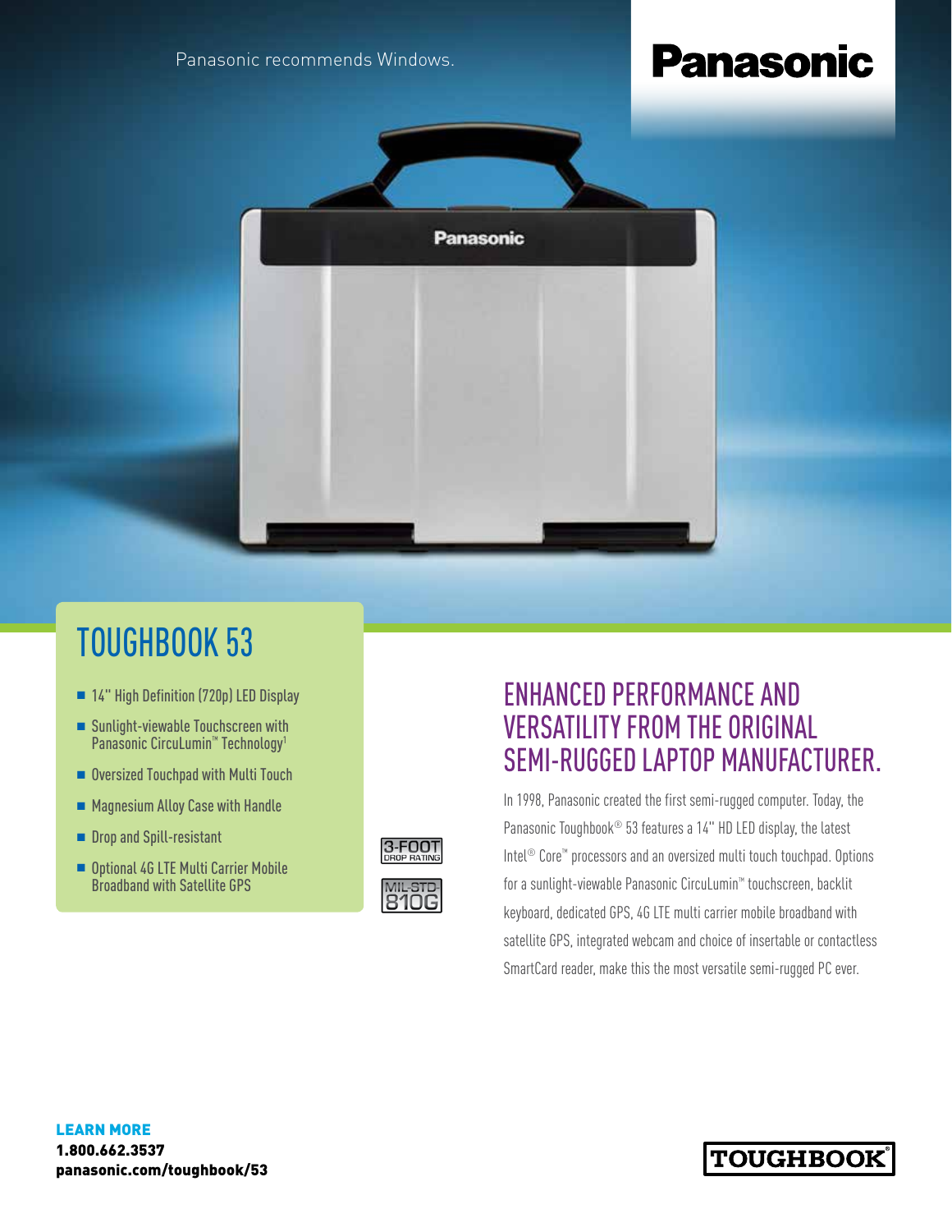Panasonic recommends Windows.

Panasonic

# TOUGHBOOK 53

- 14" High Definition (720p) LED Display
- Sunlight-viewable Touchscreen with Panasonic CircuLumin™ Technology[1]
- Oversized Touchpad with Multi Touch
- Magnesium Alloy Case with Handle
- Drop and Spill-resistant
- Optional 4G LTE Multi Carrier Mobile Broadband with Satellite GPS

3-FOOT DROP RATING

MIL-STD-810G

## ENHANCED PERFORMANCE AND VERSATILITY FROM THE ORIGINAL SEMI-RUGGED LAPTOP MANUFACTURER.

In 1998, Panasonic created the first semi-rugged computer. Today, the Panasonic Toughbook® 53 features a 14" HD LED display, the latest Intel® Core™ processors and an oversized multi touch touchpad. Options for a sunlight-viewable Panasonic CircuLumin™ touchscreen, backlit keyboard, dedicated GPS, 4G LTE multi carrier mobile broadband with satellite GPS, integrated webcam and choice of insertable or contactless SmartCard reader, make this the most versatile semi-rugged PC ever.

**LEARN MORE**
**1.800.662.3537**
**panasonic.com/toughbook/53**

TOUGHBOOK®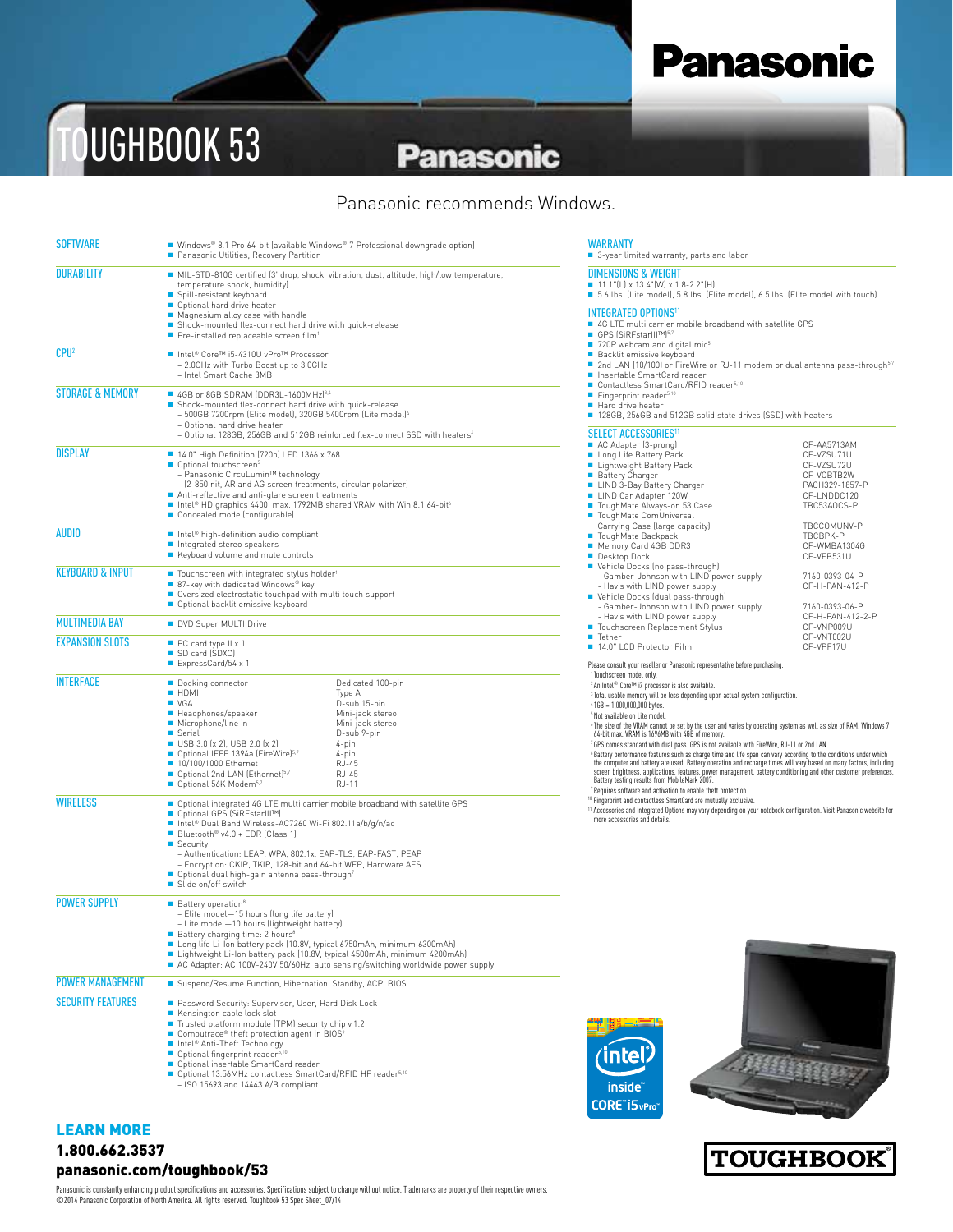# TOUGHBOOK 53

Panasonic

Panasonic recommends Windows.

## SOFTWARE

- Windows® 8.1 Pro 64-bit (available Windows® 7 Professional downgrade option)
- Panasonic Utilities, Recovery Partition

## DURABILITY

- MIL-STD-810G certified (3' drop, shock, vibration, dust, altitude, high/low temperature, temperature shock, humidity)
- Spill-resistant keyboard
- Optional hard drive heater
- Magnesium alloy case with handle
- Shock-mounted flex-connect hard drive with quick-release
- Pre-installed replaceable screen film[1]

## CPU[2]

- Intel® Core™ i5-4310U vPro™ Processor
  - 2.0GHz with Turbo Boost up to 3.0GHz
  - Intel Smart Cache 3MB

## STORAGE & MEMORY

- 4GB or 8GB SDRAM (DDR3L-1600MHz)[3,4]
- Shock-mounted flex-connect hard drive with quick-release
  - 500GB 7200rpm (Elite model), 320GB 5400rpm (Lite model)[4]
  - Optional hard drive heater
  - Optional 128GB, 256GB and 512GB reinforced flex-connect SSD with heaters[4]

## DISPLAY

- 14.0" High Definition (720p) LED 1366 x 768
- Optional touchscreen[5]
  - Panasonic CircuLumin™ technology (2-850 nit, AR and AG screen treatments, circular polarizer)
- Anti-reflective and anti-glare screen treatments
- Intel® HD graphics 4400, max. 1792MB shared VRAM with Win 8.1 64-bit[6]
- Concealed mode (configurable)

## AUDIO

- Intel® high-definition audio compliant
- Integrated stereo speakers
- Keyboard volume and mute controls

## KEYBOARD & INPUT

- Touchscreen with integrated stylus holder[1]
- 87-key with dedicated Windows® key
- Oversized electrostatic touchpad with multi touch support
- Optional backlit emissive keyboard

## MULTIMEDIA BAY

- DVD Super MULTI Drive

## EXPANSION SLOTS

- PC card type II x 1
- SD card (SDXC)
- ExpressCard/54 x 1

## INTERFACE

| | |
|---|---|
| Docking connector | Dedicated 100-pin |
| HDMI | Type A |
| VGA | D-sub 15-pin |
| Headphones/speaker | Mini-jack stereo |
| Microphone/line in | Mini-jack stereo |
| Serial | D-sub 9-pin |
| USB 3.0 (x 2), USB 2.0 (x 2) | 4-pin |
| Optional IEEE 1394a (FireWire)[5,7] | 4-pin |
| 10/100/1000 Ethernet | RJ-45 |
| Optional 2nd LAN (Ethernet)[5,7] | RJ-45 |
| Optional 56K Modem[5,7] | RJ-11 |

## WIRELESS

- Optional integrated 4G LTE multi carrier mobile broadband with satellite GPS
- Optional GPS (SiRFstarIII™)
- Intel® Dual Band Wireless-AC7260 Wi-Fi 802.11a/b/g/n/ac
- Bluetooth® v4.0 + EDR (Class 1)
- Security
  - Authentication: LEAP, WPA, 802.1x, EAP-TLS, EAP-FAST, PEAP
  - Encryption: CKIP, TKIP, 128-bit and 64-bit WEP, Hardware AES
- Optional dual high-gain antenna pass-through[7]
- Slide on/off switch

## POWER SUPPLY

- Battery operation[8]
  - Elite model—15 hours (long life battery)
  - Lite model—10 hours (lightweight battery)
- Battery charging time: 2 hours[8]
- Long life Li-Ion battery pack (10.8V, typical 6750mAh, minimum 6300mAh)
- Lightweight Li-Ion battery pack (10.8V, typical 4500mAh, minimum 4200mAh)
- AC Adapter: AC 100V-240V 50/60Hz, auto sensing/switching worldwide power supply

## POWER MANAGEMENT

- Suspend/Resume Function, Hibernation, Standby, ACPI BIOS

## SECURITY FEATURES

- Password Security: Supervisor, User, Hard Disk Lock
- Kensington cable lock slot
- Trusted platform module (TPM) security chip v.1.2
- Computrace® theft protection agent in BIOS[9]
- Intel® Anti-Theft Technology
- Optional fingerprint reader[5,10]
- Optional insertable SmartCard reader
- Optional 13.56MHz contactless SmartCard/RFID reader[5,10]
  - ISO 15693 and 14443 A/B compliant

## WARRANTY

- 3-year limited warranty, parts and labor

## DIMENSIONS & WEIGHT

- 11.1"(L) x 13.4"(W) x 1.8-2.2"(H)
- 5.6 lbs. (Lite model), 5.8 lbs. (Elite model), 6.5 lbs. (Elite model with touch)

## INTEGRATED OPTIONS[11]

- 4G LTE multi carrier mobile broadband with satellite GPS
- GPS (SiRFstarIII™)[5,7]
- 720P webcam and digital mic[5]
- Backlit emissive keyboard
- 2nd LAN (10/100) or FireWire or RJ-11 modem or dual antenna pass-through[5,7]
- Insertable SmartCard reader
- Contactless SmartCard/RFID reader[5,10]
- Fingerprint reader[5,10]
- Hard drive heater
- 128GB, 256GB and 512GB solid state drives (SSD) with heaters

## SELECT ACCESSORIES[11]

| | |
|---|---|
| AC Adapter (3-prong) | CF-AA5713AM |
| Long Life Battery Pack | CF-VZSU71U |
| Lightweight Battery Pack | CF-VZSU72U |
| Battery Charger | CF-VCBTB2W |
| LIND 3-Bay Battery Charger | PACH329-1857-P |
| LIND Car Adapter 120W | CF-LNDDC120 |
| ToughMate Always-on 53 Case | TBC53AOCS-P |
| ToughMate ComUniversal Carrying Case (large capacity) | TBCCOMUNV-P |
| ToughMate Backpack | TBCBPK-P |
| Memory Card 4GB DDR3 | CF-WMBA1304G |
| Desktop Dock | CF-VEB531U |
| Vehicle Docks (no pass-through) | |
| - Gamber-Johnson with LIND power supply | 7160-0393-04-P |
| - Havis with LIND power supply | CF-H-PAN-412-P |
| Vehicle Docks (dual pass-through) | |
| - Gamber-Johnson with LIND power supply | 7160-0393-06-P |
| - Havis with LIND power supply | CF-H-PAN-412-2-P |
| Touchscreen Replacement Stylus | CF-VNP009U |
| Tether | CF-VNT002U |
| 14.0" LCD Protector Film | CF-VPF17U |

Please consult your reseller or Panasonic representative before purchasing.

[1] Touchscreen model only.
[2] An Intel® Core™ i7 processor is also available.
[3] Total usable memory will be less depending upon actual system configuration.
[4] 1GB = 1,000,000,000 bytes.
[5] Not available on Lite model.
[6] The size of the VRAM cannot be set by the user and varies by operating system as well as size of RAM. Windows 7 64-bit max. VRAM is 1696MB with 4GB of memory.
[7] GPS comes standard with dual pass. GPS is not available with FireWire, RJ-11 or 2nd LAN.
[8] Battery performance features such as charge time and life span can vary according to the conditions under which the computer and battery are used. Battery operation and recharge times will vary based on many factors, including screen brightness, applications, features, power management, battery conditioning and other customer preferences. Battery testing results from MobileMark 2007.
[9] Requires software and activation to enable theft protection.
[10] Fingerprint and contactless SmartCard are mutually exclusive.
[11] Accessories and Integrated Options may vary depending on your notebook configuration. Visit Panasonic website for more accessories and details.

intel inside CORE i5 vPro

**LEARN MORE**
**1.800.662.3537**
**panasonic.com/toughbook/53**

TOUGHBOOK®

Panasonic is constantly enhancing product specifications and accessories. Specifications subject to change without notice. Trademarks are property of their respective owners. ©2014 Panasonic Corporation of North America. All rights reserved. Toughbook 53 Spec Sheet_07/14